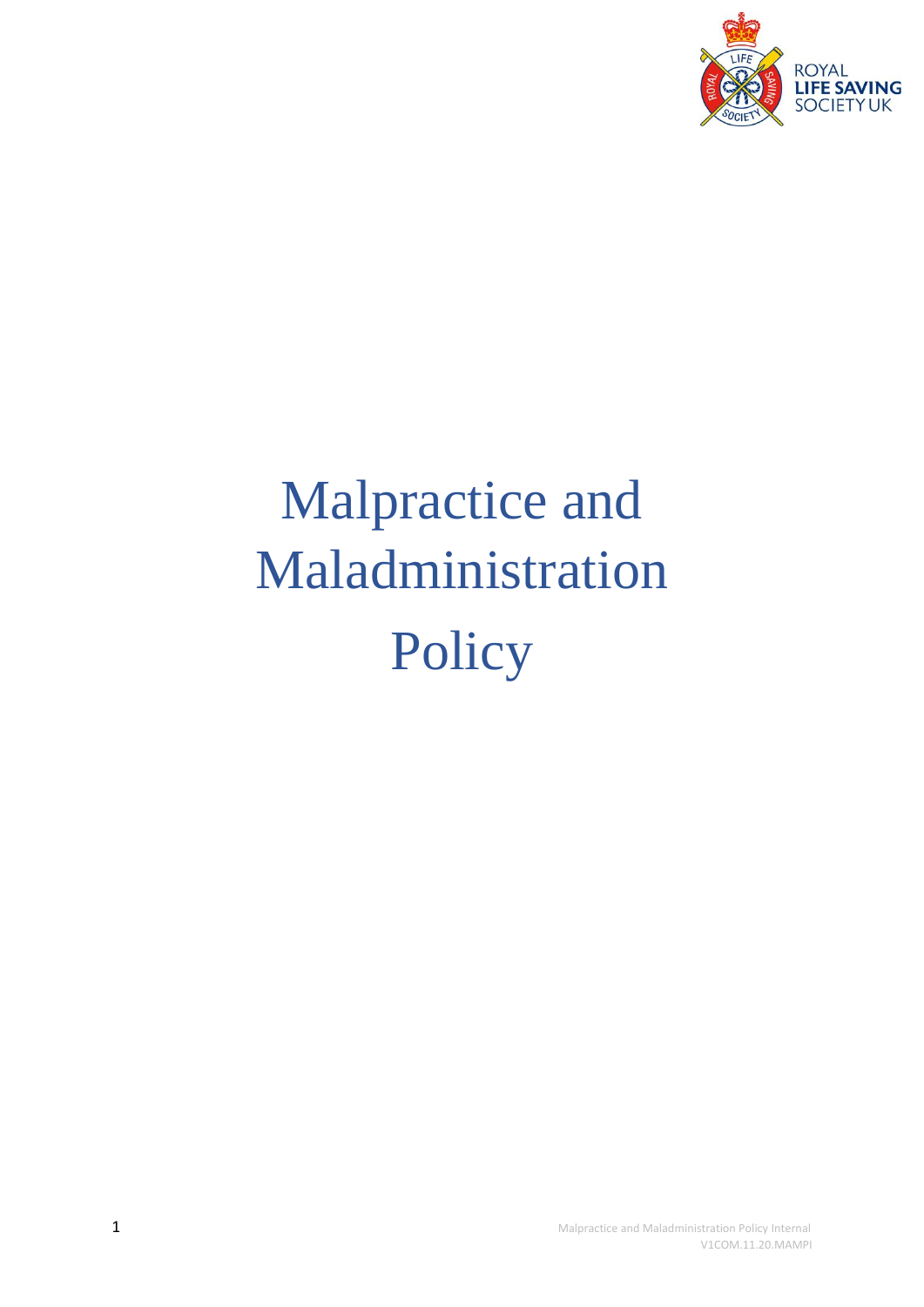# Malpractice and Maladministration Policy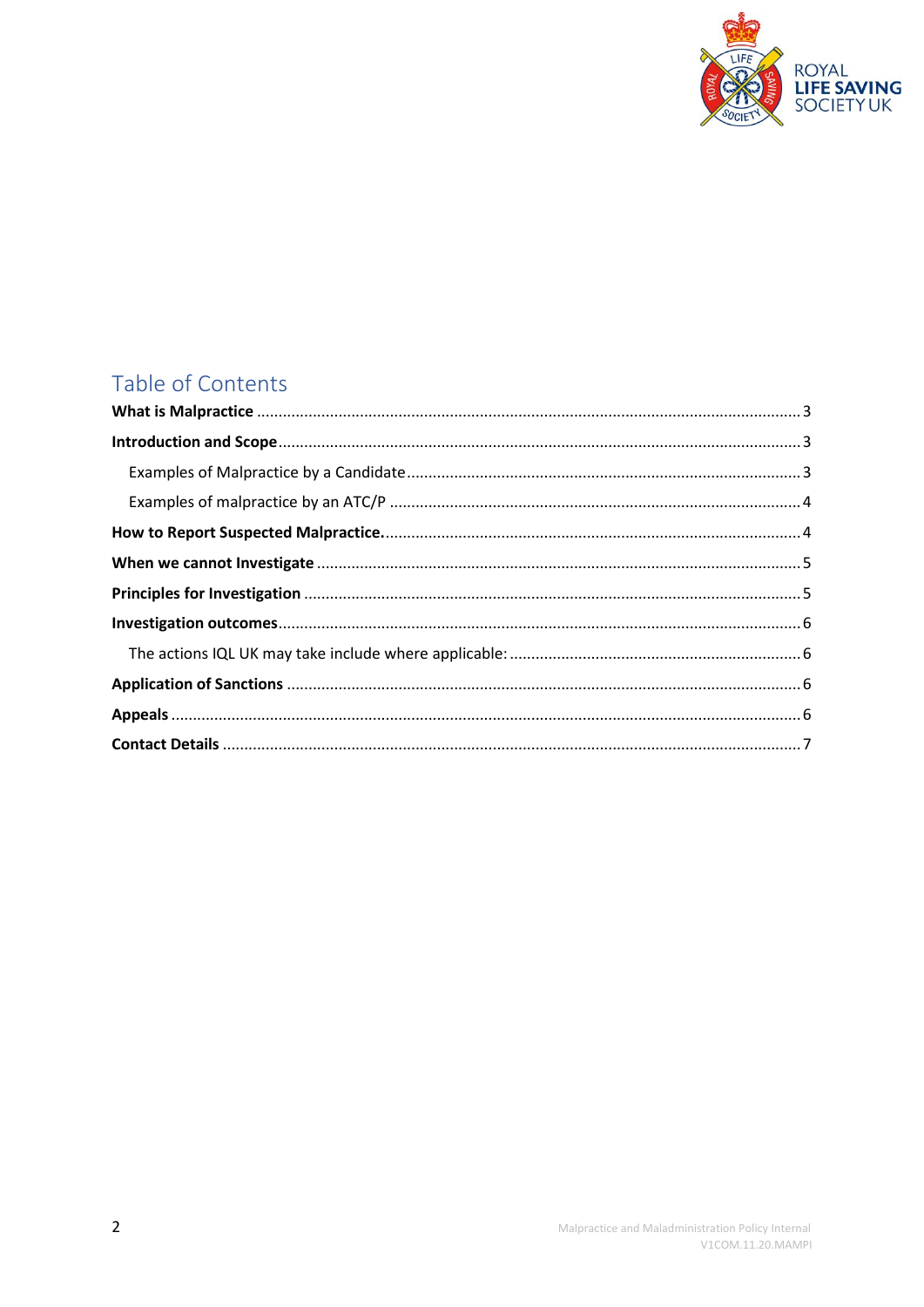# Table of Contents

**What is Malpractice** .................................................. 3

**Introduction and Scope** .................................................. 3

Examples of Malpractice by a Candidate .................................................. 3

Examples of malpractice by an ATC/P .................................................. 4

**How to Report Suspected Malpractice.** .................................................. 4

**When we cannot Investigate** .................................................. 5

**Principles for Investigation** .................................................. 5

**Investigation outcomes** .................................................. 6

The actions IQL UK may take include where applicable: .................................................. 6

**Application of Sanctions** .................................................. 6

**Appeals** .................................................. 6

**Contact Details** .................................................. 7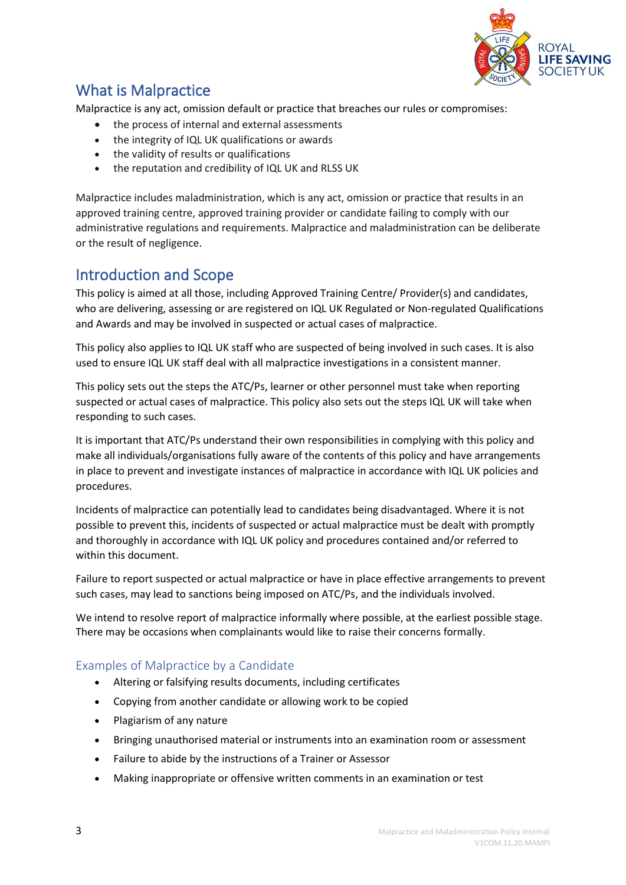## What is Malpractice

Malpractice is any act, omission default or practice that breaches our rules or compromises:

- the process of internal and external assessments
- the integrity of IQL UK qualifications or awards
- the validity of results or qualifications
- the reputation and credibility of IQL UK and RLSS UK

Malpractice includes maladministration, which is any act, omission or practice that results in an approved training centre, approved training provider or candidate failing to comply with our administrative regulations and requirements. Malpractice and maladministration can be deliberate or the result of negligence.

## Introduction and Scope

This policy is aimed at all those, including Approved Training Centre/ Provider(s) and candidates, who are delivering, assessing or are registered on IQL UK Regulated or Non-regulated Qualifications and Awards and may be involved in suspected or actual cases of malpractice.

This policy also applies to IQL UK staff who are suspected of being involved in such cases. It is also used to ensure IQL UK staff deal with all malpractice investigations in a consistent manner.

This policy sets out the steps the ATC/Ps, learner or other personnel must take when reporting suspected or actual cases of malpractice. This policy also sets out the steps IQL UK will take when responding to such cases.

It is important that ATC/Ps understand their own responsibilities in complying with this policy and make all individuals/organisations fully aware of the contents of this policy and have arrangements in place to prevent and investigate instances of malpractice in accordance with IQL UK policies and procedures.

Incidents of malpractice can potentially lead to candidates being disadvantaged. Where it is not possible to prevent this, incidents of suspected or actual malpractice must be dealt with promptly and thoroughly in accordance with IQL UK policy and procedures contained and/or referred to within this document.

Failure to report suspected or actual malpractice or have in place effective arrangements to prevent such cases, may lead to sanctions being imposed on ATC/Ps, and the individuals involved.

We intend to resolve report of malpractice informally where possible, at the earliest possible stage. There may be occasions when complainants would like to raise their concerns formally.

### Examples of Malpractice by a Candidate

- Altering or falsifying results documents, including certificates
- Copying from another candidate or allowing work to be copied
- Plagiarism of any nature
- Bringing unauthorised material or instruments into an examination room or assessment
- Failure to abide by the instructions of a Trainer or Assessor
- Making inappropriate or offensive written comments in an examination or test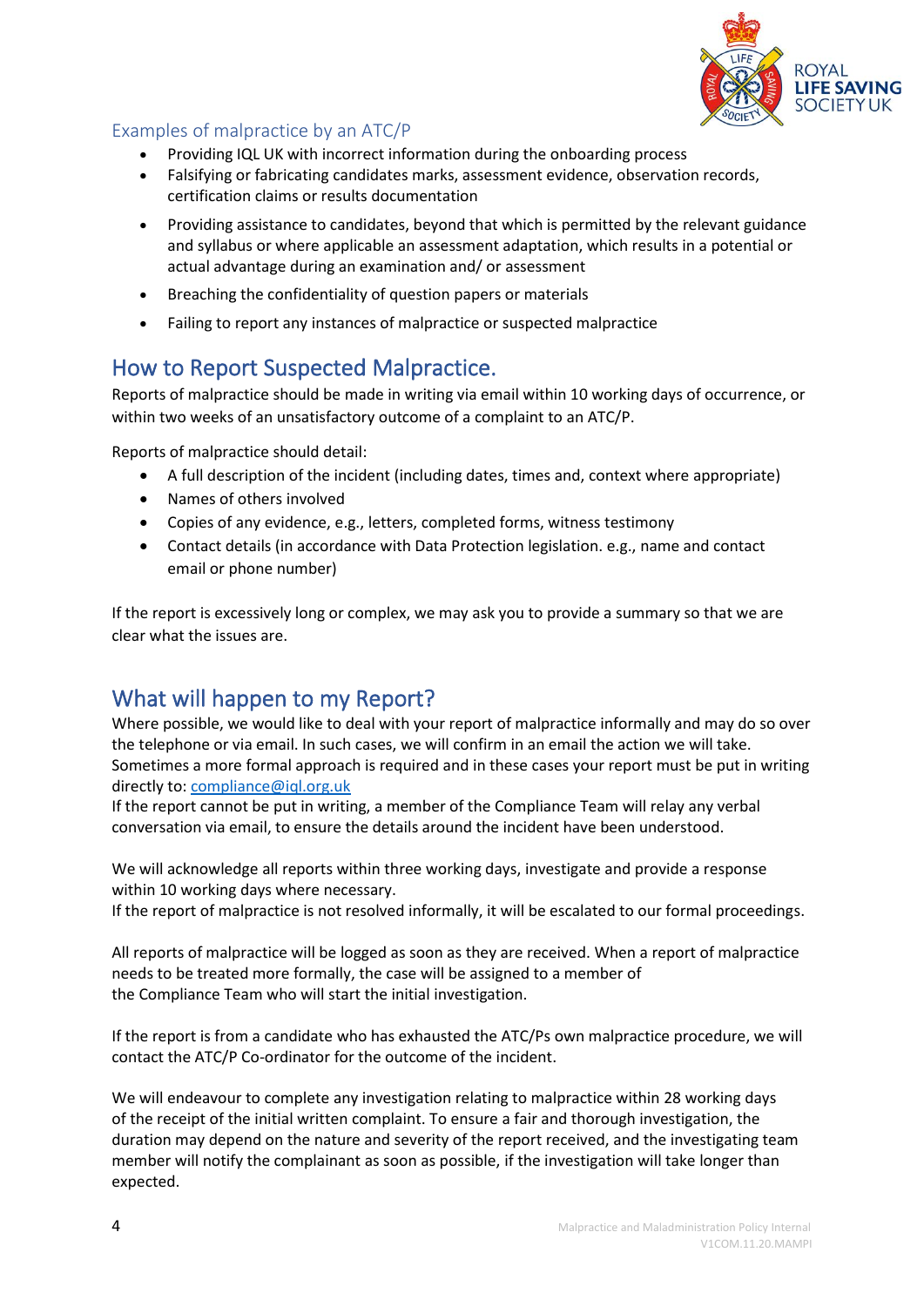### Examples of malpractice by an ATC/P

- Providing IQL UK with incorrect information during the onboarding process
- Falsifying or fabricating candidates marks, assessment evidence, observation records, certification claims or results documentation
- Providing assistance to candidates, beyond that which is permitted by the relevant guidance and syllabus or where applicable an assessment adaptation, which results in a potential or actual advantage during an examination and/ or assessment
- Breaching the confidentiality of question papers or materials
- Failing to report any instances of malpractice or suspected malpractice

## How to Report Suspected Malpractice.

Reports of malpractice should be made in writing via email within 10 working days of occurrence, or within two weeks of an unsatisfactory outcome of a complaint to an ATC/P.

Reports of malpractice should detail:

- A full description of the incident (including dates, times and, context where appropriate)
- Names of others involved
- Copies of any evidence, e.g., letters, completed forms, witness testimony
- Contact details (in accordance with Data Protection legislation. e.g., name and contact email or phone number)

If the report is excessively long or complex, we may ask you to provide a summary so that we are clear what the issues are.

## What will happen to my Report?

Where possible, we would like to deal with your report of malpractice informally and may do so over the telephone or via email. In such cases, we will confirm in an email the action we will take. Sometimes a more formal approach is required and in these cases your report must be put in writing directly to: compliance@iql.org.uk
If the report cannot be put in writing, a member of the Compliance Team will relay any verbal conversation via email, to ensure the details around the incident have been understood.

We will acknowledge all reports within three working days, investigate and provide a response within 10 working days where necessary.
If the report of malpractice is not resolved informally, it will be escalated to our formal proceedings.

All reports of malpractice will be logged as soon as they are received. When a report of malpractice needs to be treated more formally, the case will be assigned to a member of the Compliance Team who will start the initial investigation.

If the report is from a candidate who has exhausted the ATC/Ps own malpractice procedure, we will contact the ATC/P Co-ordinator for the outcome of the incident.

We will endeavour to complete any investigation relating to malpractice within 28 working days of the receipt of the initial written complaint. To ensure a fair and thorough investigation, the duration may depend on the nature and severity of the report received, and the investigating team member will notify the complainant as soon as possible, if the investigation will take longer than expected.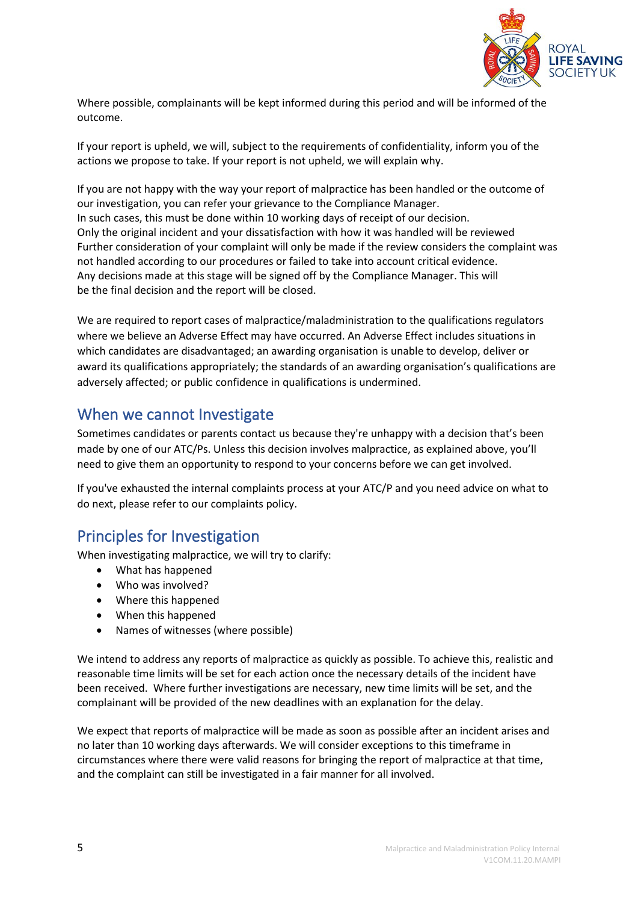Where possible, complainants will be kept informed during this period and will be informed of the outcome.

If your report is upheld, we will, subject to the requirements of confidentiality, inform you of the actions we propose to take. If your report is not upheld, we will explain why.

If you are not happy with the way your report of malpractice has been handled or the outcome of our investigation, you can refer your grievance to the Compliance Manager.
In such cases, this must be done within 10 working days of receipt of our decision.
Only the original incident and your dissatisfaction with how it was handled will be reviewed
Further consideration of your complaint will only be made if the review considers the complaint was not handled according to our procedures or failed to take into account critical evidence.
Any decisions made at this stage will be signed off by the Compliance Manager. This will be the final decision and the report will be closed.

We are required to report cases of malpractice/maladministration to the qualifications regulators where we believe an Adverse Effect may have occurred. An Adverse Effect includes situations in which candidates are disadvantaged; an awarding organisation is unable to develop, deliver or award its qualifications appropriately; the standards of an awarding organisation's qualifications are adversely affected; or public confidence in qualifications is undermined.

## When we cannot Investigate

Sometimes candidates or parents contact us because they're unhappy with a decision that's been made by one of our ATC/Ps. Unless this decision involves malpractice, as explained above, you'll need to give them an opportunity to respond to your concerns before we can get involved.

If you've exhausted the internal complaints process at your ATC/P and you need advice on what to do next, please refer to our complaints policy.

## Principles for Investigation

When investigating malpractice, we will try to clarify:

- What has happened
- Who was involved?
- Where this happened
- When this happened
- Names of witnesses (where possible)

We intend to address any reports of malpractice as quickly as possible. To achieve this, realistic and reasonable time limits will be set for each action once the necessary details of the incident have been received. Where further investigations are necessary, new time limits will be set, and the complainant will be provided of the new deadlines with an explanation for the delay.

We expect that reports of malpractice will be made as soon as possible after an incident arises and no later than 10 working days afterwards. We will consider exceptions to this timeframe in circumstances where there were valid reasons for bringing the report of malpractice at that time, and the complaint can still be investigated in a fair manner for all involved.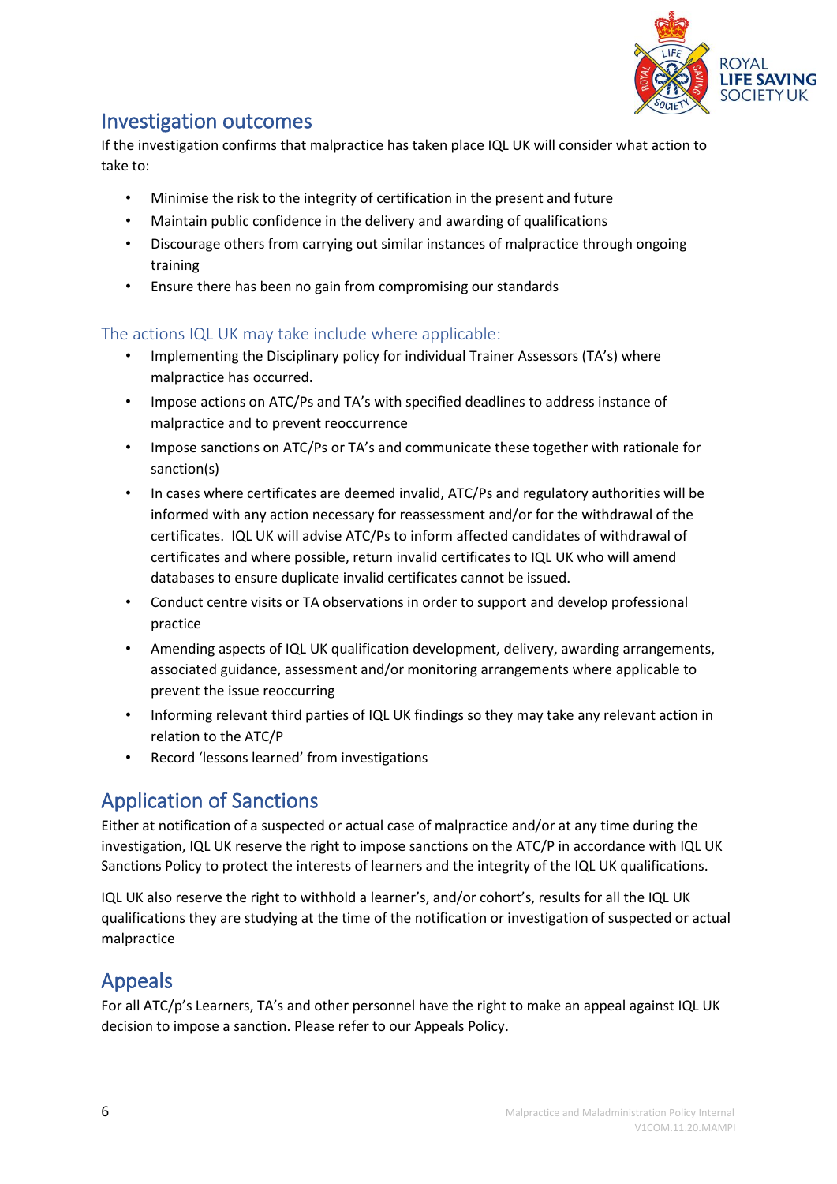## Investigation outcomes

If the investigation confirms that malpractice has taken place IQL UK will consider what action to take to:

- Minimise the risk to the integrity of certification in the present and future
- Maintain public confidence in the delivery and awarding of qualifications
- Discourage others from carrying out similar instances of malpractice through ongoing training
- Ensure there has been no gain from compromising our standards

### The actions IQL UK may take include where applicable:

- Implementing the Disciplinary policy for individual Trainer Assessors (TA's) where malpractice has occurred.
- Impose actions on ATC/Ps and TA's with specified deadlines to address instance of malpractice and to prevent reoccurrence
- Impose sanctions on ATC/Ps or TA's and communicate these together with rationale for sanction(s)
- In cases where certificates are deemed invalid, ATC/Ps and regulatory authorities will be informed with any action necessary for reassessment and/or for the withdrawal of the certificates. IQL UK will advise ATC/Ps to inform affected candidates of withdrawal of certificates and where possible, return invalid certificates to IQL UK who will amend databases to ensure duplicate invalid certificates cannot be issued.
- Conduct centre visits or TA observations in order to support and develop professional practice
- Amending aspects of IQL UK qualification development, delivery, awarding arrangements, associated guidance, assessment and/or monitoring arrangements where applicable to prevent the issue reoccurring
- Informing relevant third parties of IQL UK findings so they may take any relevant action in relation to the ATC/P
- Record 'lessons learned' from investigations

## Application of Sanctions

Either at notification of a suspected or actual case of malpractice and/or at any time during the investigation, IQL UK reserve the right to impose sanctions on the ATC/P in accordance with IQL UK Sanctions Policy to protect the interests of learners and the integrity of the IQL UK qualifications.

IQL UK also reserve the right to withhold a learner's, and/or cohort's, results for all the IQL UK qualifications they are studying at the time of the notification or investigation of suspected or actual malpractice

## Appeals

For all ATC/p's Learners, TA's and other personnel have the right to make an appeal against IQL UK decision to impose a sanction. Please refer to our Appeals Policy.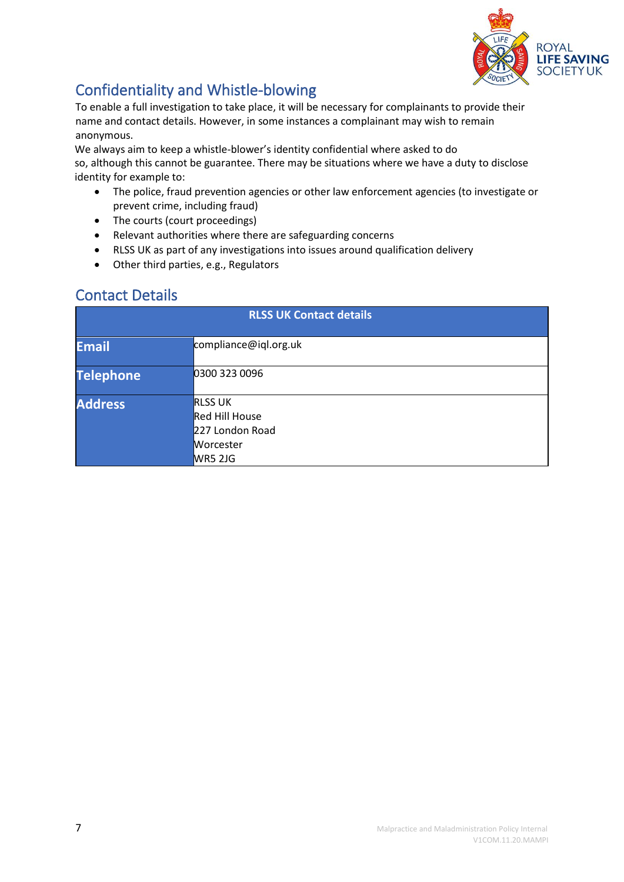## Confidentiality and Whistle-blowing

To enable a full investigation to take place, it will be necessary for complainants to provide their name and contact details. However, in some instances a complainant may wish to remain anonymous.

We always aim to keep a whistle-blower's identity confidential where asked to do so, although this cannot be guarantee. There may be situations where we have a duty to disclose identity for example to:

- The police, fraud prevention agencies or other law enforcement agencies (to investigate or prevent crime, including fraud)
- The courts (court proceedings)
- Relevant authorities where there are safeguarding concerns
- RLSS UK as part of any investigations into issues around qualification delivery
- Other third parties, e.g., Regulators

## Contact Details

| RLSS UK Contact details | |
|---|---|
| **Email** | compliance@iql.org.uk |
| **Telephone** | 0300 323 0096 |
| **Address** | RLSS UK<br>Red Hill House<br>227 London Road<br>Worcester<br>WR5 2JG |